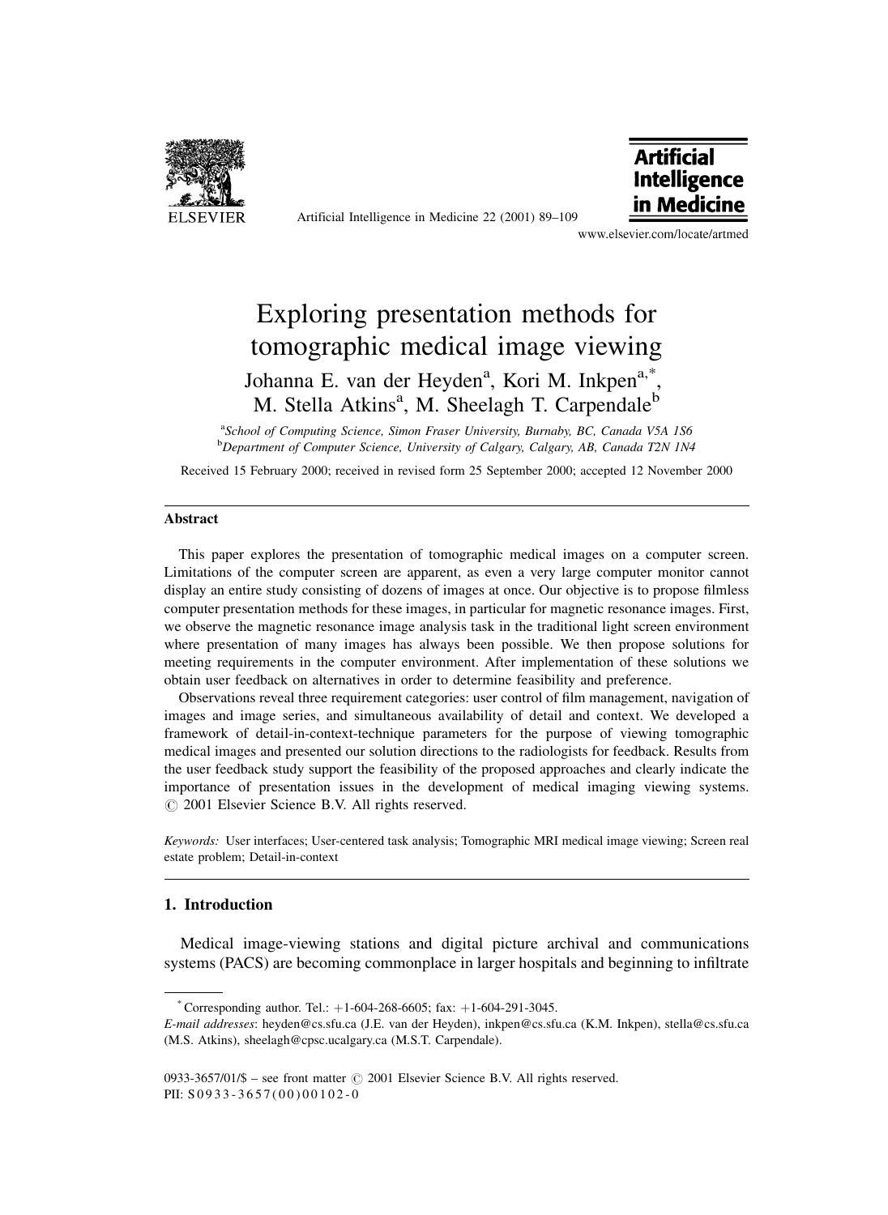# Exploring presentation methods for tomographic medical image viewing

Johanna E. van der Heyden[a], Kori M. Inkpen[a,*], M. Stella Atkins[a], M. Sheelagh T. Carpendale[b]

[a]*School of Computing Science, Simon Fraser University, Burnaby, BC, Canada V5A 1S6*
[b]*Department of Computer Science, University of Calgary, Calgary, AB, Canada T2N 1N4*

Received 15 February 2000; received in revised form 25 September 2000; accepted 12 November 2000

## Abstract

This paper explores the presentation of tomographic medical images on a computer screen. Limitations of the computer screen are apparent, as even a very large computer monitor cannot display an entire study consisting of dozens of images at once. Our objective is to propose filmless computer presentation methods for these images, in particular for magnetic resonance images. First, we observe the magnetic resonance image analysis task in the traditional light screen environment where presentation of many images has always been possible. We then propose solutions for meeting requirements in the computer environment. After implementation of these solutions we obtain user feedback on alternatives in order to determine feasibility and preference.

Observations reveal three requirement categories: user control of film management, navigation of images and image series, and simultaneous availability of detail and context. We developed a framework of detail-in-context-technique parameters for the purpose of viewing tomographic medical images and presented our solution directions to the radiologists for feedback. Results from the user feedback study support the feasibility of the proposed approaches and clearly indicate the importance of presentation issues in the development of medical imaging viewing systems. © 2001 Elsevier Science B.V. All rights reserved.

*Keywords:* User interfaces; User-centered task analysis; Tomographic MRI medical image viewing; Screen real estate problem; Detail-in-context

## 1. Introduction

Medical image-viewing stations and digital picture archival and communications systems (PACS) are becoming commonplace in larger hospitals and beginning to infiltrate

---

* Corresponding author. Tel.: +1-604-268-6605; fax: +1-604-291-3045.
*E-mail addresses*: heyden@cs.sfu.ca (J.E. van der Heyden), inkpen@cs.sfu.ca (K.M. Inkpen), stella@cs.sfu.ca (M.S. Atkins), sheelagh@cpsc.ucalgary.ca (M.S.T. Carpendale).

0933-3657/01/$ – see front matter © 2001 Elsevier Science B.V. All rights reserved.
PII: S0933-3657(00)00102-0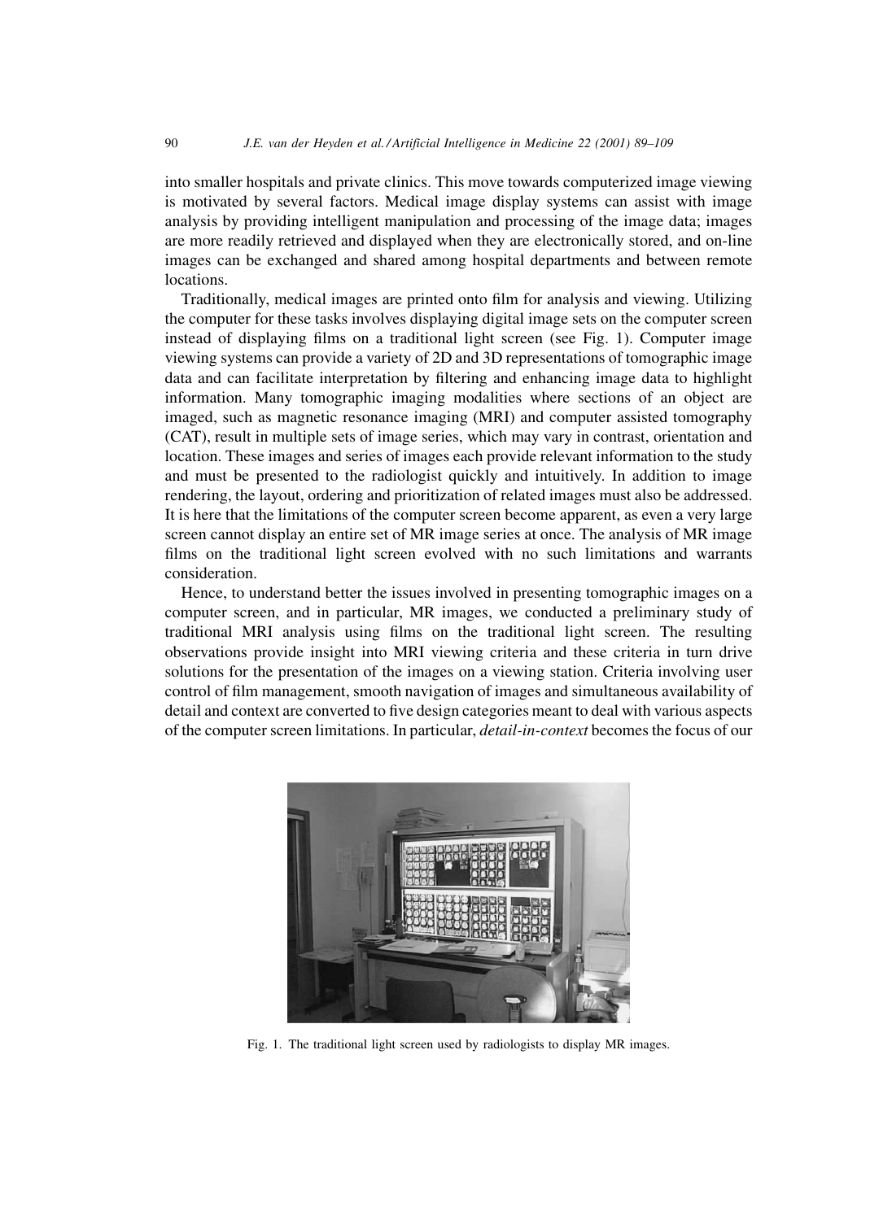into smaller hospitals and private clinics. This move towards computerized image viewing is motivated by several factors. Medical image display systems can assist with image analysis by providing intelligent manipulation and processing of the image data; images are more readily retrieved and displayed when they are electronically stored, and on-line images can be exchanged and shared among hospital departments and between remote locations.

Traditionally, medical images are printed onto film for analysis and viewing. Utilizing the computer for these tasks involves displaying digital image sets on the computer screen instead of displaying films on a traditional light screen (see Fig. 1). Computer image viewing systems can provide a variety of 2D and 3D representations of tomographic image data and can facilitate interpretation by filtering and enhancing image data to highlight information. Many tomographic imaging modalities where sections of an object are imaged, such as magnetic resonance imaging (MRI) and computer assisted tomography (CAT), result in multiple sets of image series, which may vary in contrast, orientation and location. These images and series of images each provide relevant information to the study and must be presented to the radiologist quickly and intuitively. In addition to image rendering, the layout, ordering and prioritization of related images must also be addressed. It is here that the limitations of the computer screen become apparent, as even a very large screen cannot display an entire set of MR image series at once. The analysis of MR image films on the traditional light screen evolved with no such limitations and warrants consideration.

Hence, to understand better the issues involved in presenting tomographic images on a computer screen, and in particular, MR images, we conducted a preliminary study of traditional MRI analysis using films on the traditional light screen. The resulting observations provide insight into MRI viewing criteria and these criteria in turn drive solutions for the presentation of the images on a viewing station. Criteria involving user control of film management, smooth navigation of images and simultaneous availability of detail and context are converted to five design categories meant to deal with various aspects of the computer screen limitations. In particular, *detail-in-context* becomes the focus of our

Fig. 1. The traditional light screen used by radiologists to display MR images.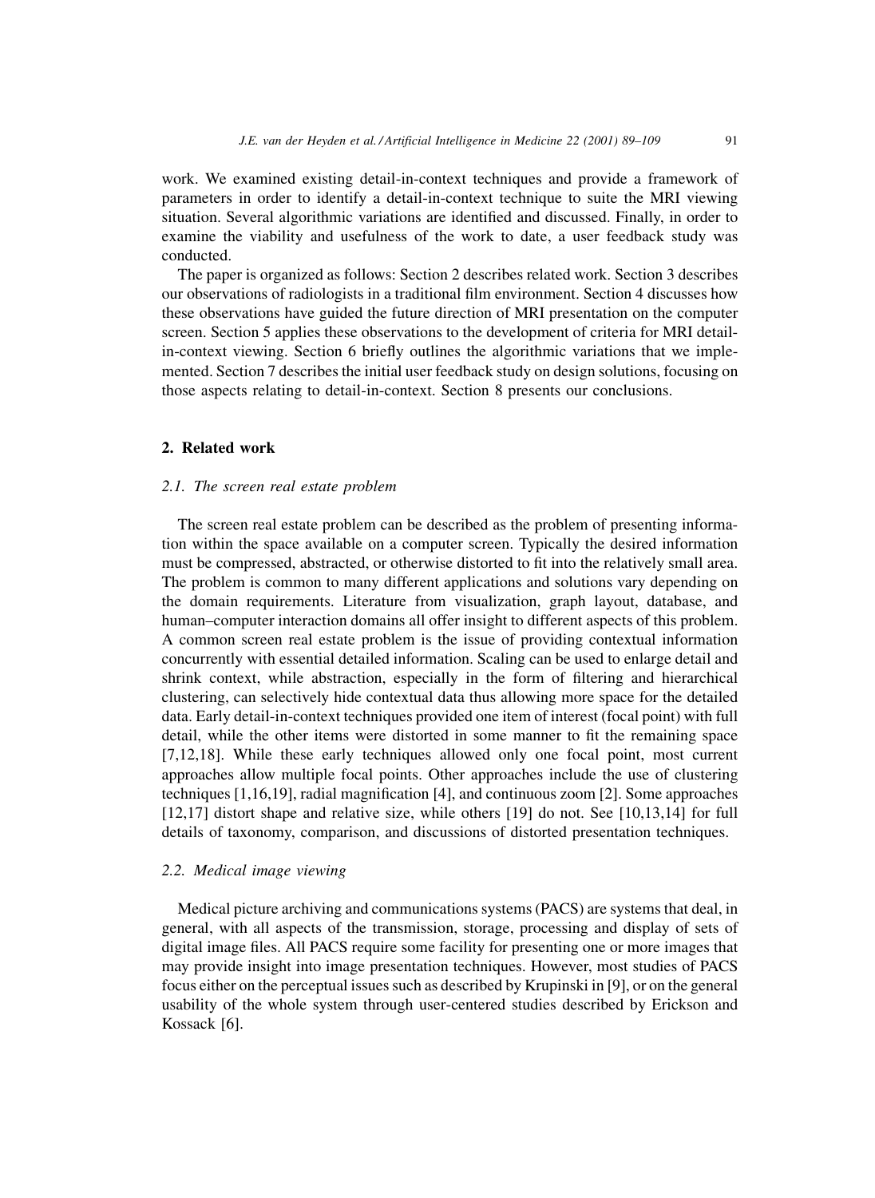work. We examined existing detail-in-context techniques and provide a framework of parameters in order to identify a detail-in-context technique to suite the MRI viewing situation. Several algorithmic variations are identified and discussed. Finally, in order to examine the viability and usefulness of the work to date, a user feedback study was conducted.

The paper is organized as follows: Section 2 describes related work. Section 3 describes our observations of radiologists in a traditional film environment. Section 4 discusses how these observations have guided the future direction of MRI presentation on the computer screen. Section 5 applies these observations to the development of criteria for MRI detail-in-context viewing. Section 6 briefly outlines the algorithmic variations that we implemented. Section 7 describes the initial user feedback study on design solutions, focusing on those aspects relating to detail-in-context. Section 8 presents our conclusions.

## 2. Related work

### 2.1. The screen real estate problem

The screen real estate problem can be described as the problem of presenting information within the space available on a computer screen. Typically the desired information must be compressed, abstracted, or otherwise distorted to fit into the relatively small area. The problem is common to many different applications and solutions vary depending on the domain requirements. Literature from visualization, graph layout, database, and human–computer interaction domains all offer insight to different aspects of this problem. A common screen real estate problem is the issue of providing contextual information concurrently with essential detailed information. Scaling can be used to enlarge detail and shrink context, while abstraction, especially in the form of filtering and hierarchical clustering, can selectively hide contextual data thus allowing more space for the detailed data. Early detail-in-context techniques provided one item of interest (focal point) with full detail, while the other items were distorted in some manner to fit the remaining space [7,12,18]. While these early techniques allowed only one focal point, most current approaches allow multiple focal points. Other approaches include the use of clustering techniques [1,16,19], radial magnification [4], and continuous zoom [2]. Some approaches [12,17] distort shape and relative size, while others [19] do not. See [10,13,14] for full details of taxonomy, comparison, and discussions of distorted presentation techniques.

### 2.2. Medical image viewing

Medical picture archiving and communications systems (PACS) are systems that deal, in general, with all aspects of the transmission, storage, processing and display of sets of digital image files. All PACS require some facility for presenting one or more images that may provide insight into image presentation techniques. However, most studies of PACS focus either on the perceptual issues such as described by Krupinski in [9], or on the general usability of the whole system through user-centered studies described by Erickson and Kossack [6].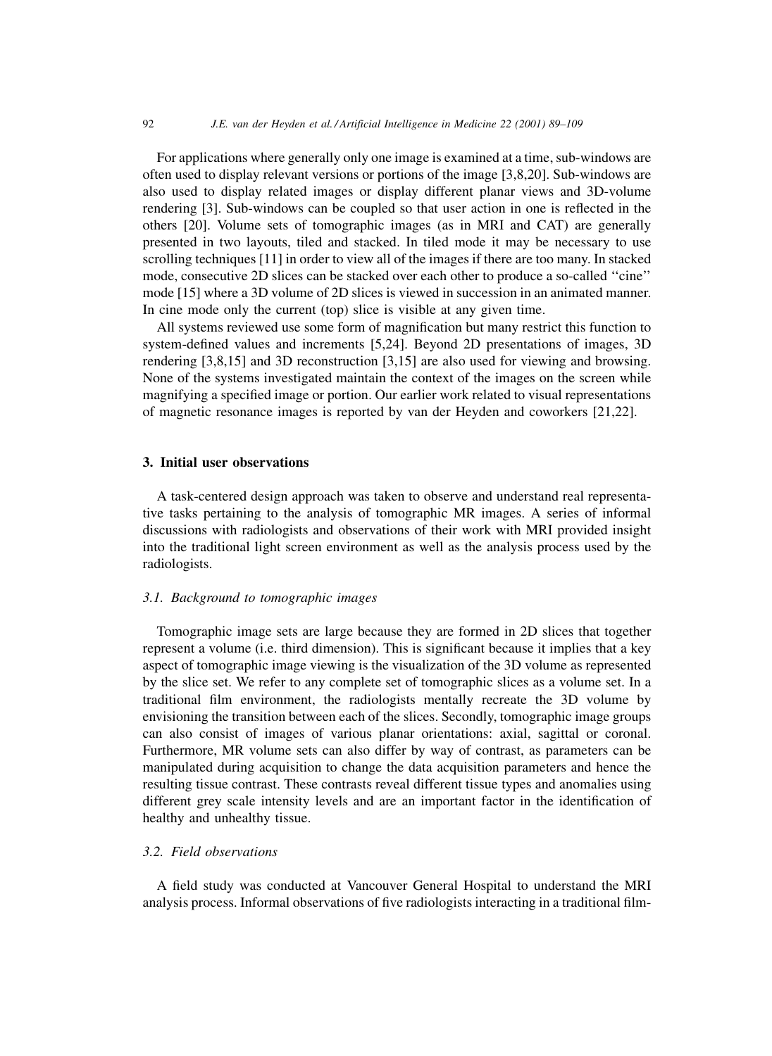For applications where generally only one image is examined at a time, sub-windows are often used to display relevant versions or portions of the image [3,8,20]. Sub-windows are also used to display related images or display different planar views and 3D-volume rendering [3]. Sub-windows can be coupled so that user action in one is reflected in the others [20]. Volume sets of tomographic images (as in MRI and CAT) are generally presented in two layouts, tiled and stacked. In tiled mode it may be necessary to use scrolling techniques [11] in order to view all of the images if there are too many. In stacked mode, consecutive 2D slices can be stacked over each other to produce a so-called ''cine'' mode [15] where a 3D volume of 2D slices is viewed in succession in an animated manner. In cine mode only the current (top) slice is visible at any given time.

All systems reviewed use some form of magnification but many restrict this function to system-defined values and increments [5,24]. Beyond 2D presentations of images, 3D rendering [3,8,15] and 3D reconstruction [3,15] are also used for viewing and browsing. None of the systems investigated maintain the context of the images on the screen while magnifying a specified image or portion. Our earlier work related to visual representations of magnetic resonance images is reported by van der Heyden and coworkers [21,22].

## 3. Initial user observations

A task-centered design approach was taken to observe and understand real representative tasks pertaining to the analysis of tomographic MR images. A series of informal discussions with radiologists and observations of their work with MRI provided insight into the traditional light screen environment as well as the analysis process used by the radiologists.

### *3.1. Background to tomographic images*

Tomographic image sets are large because they are formed in 2D slices that together represent a volume (i.e. third dimension). This is significant because it implies that a key aspect of tomographic image viewing is the visualization of the 3D volume as represented by the slice set. We refer to any complete set of tomographic slices as a volume set. In a traditional film environment, the radiologists mentally recreate the 3D volume by envisioning the transition between each of the slices. Secondly, tomographic image groups can also consist of images of various planar orientations: axial, sagittal or coronal. Furthermore, MR volume sets can also differ by way of contrast, as parameters can be manipulated during acquisition to change the data acquisition parameters and hence the resulting tissue contrast. These contrasts reveal different tissue types and anomalies using different grey scale intensity levels and are an important factor in the identification of healthy and unhealthy tissue.

### *3.2. Field observations*

A field study was conducted at Vancouver General Hospital to understand the MRI analysis process. Informal observations of five radiologists interacting in a traditional film-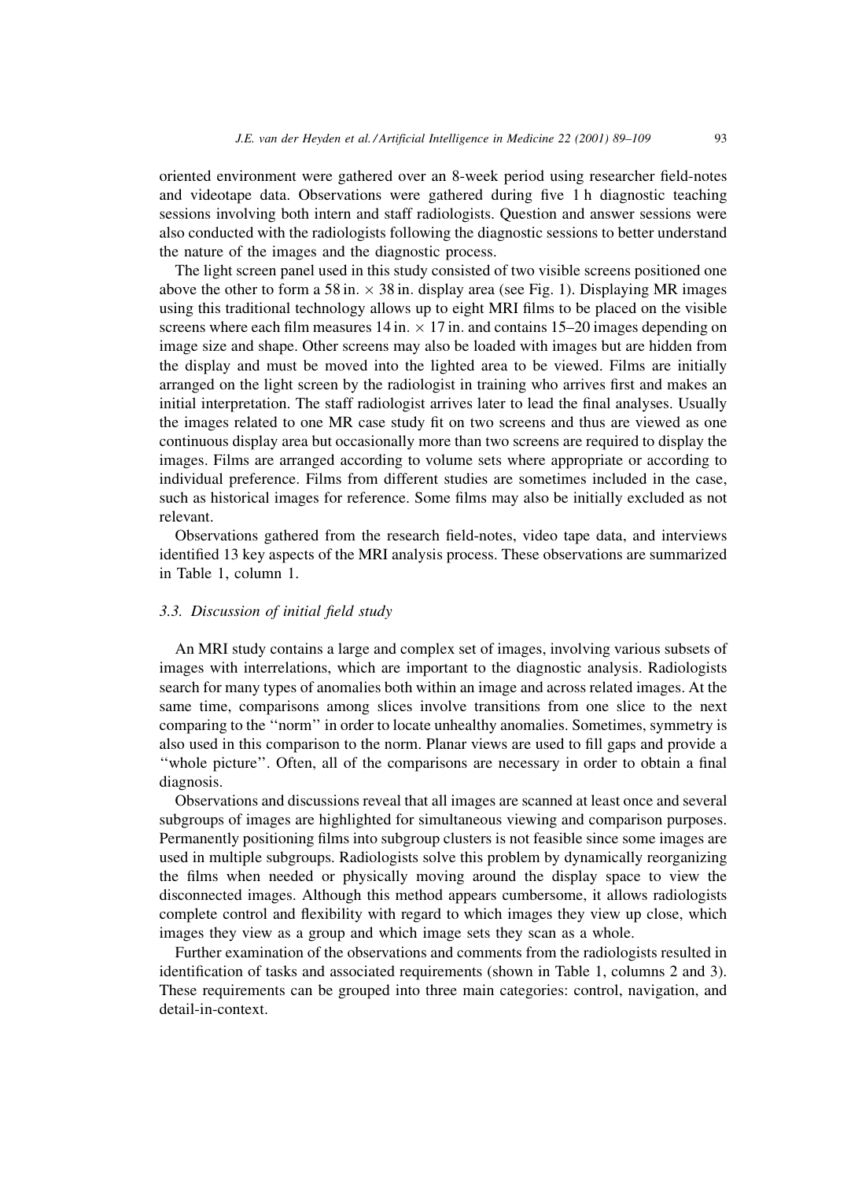oriented environment were gathered over an 8-week period using researcher field-notes and videotape data. Observations were gathered during five 1 h diagnostic teaching sessions involving both intern and staff radiologists. Question and answer sessions were also conducted with the radiologists following the diagnostic sessions to better understand the nature of the images and the diagnostic process.

The light screen panel used in this study consisted of two visible screens positioned one above the other to form a 58 in. $\times$ 38 in. display area (see Fig. 1). Displaying MR images using this traditional technology allows up to eight MRI films to be placed on the visible screens where each film measures 14 in. $\times$ 17 in. and contains 15–20 images depending on image size and shape. Other screens may also be loaded with images but are hidden from the display and must be moved into the lighted area to be viewed. Films are initially arranged on the light screen by the radiologist in training who arrives first and makes an initial interpretation. The staff radiologist arrives later to lead the final analyses. Usually the images related to one MR case study fit on two screens and thus are viewed as one continuous display area but occasionally more than two screens are required to display the images. Films are arranged according to volume sets where appropriate or according to individual preference. Films from different studies are sometimes included in the case, such as historical images for reference. Some films may also be initially excluded as not relevant.

Observations gathered from the research field-notes, video tape data, and interviews identified 13 key aspects of the MRI analysis process. These observations are summarized in Table 1, column 1.

### 3.3. Discussion of initial field study

An MRI study contains a large and complex set of images, involving various subsets of images with interrelations, which are important to the diagnostic analysis. Radiologists search for many types of anomalies both within an image and across related images. At the same time, comparisons among slices involve transitions from one slice to the next comparing to the "norm" in order to locate unhealthy anomalies. Sometimes, symmetry is also used in this comparison to the norm. Planar views are used to fill gaps and provide a "whole picture". Often, all of the comparisons are necessary in order to obtain a final diagnosis.

Observations and discussions reveal that all images are scanned at least once and several subgroups of images are highlighted for simultaneous viewing and comparison purposes. Permanently positioning films into subgroup clusters is not feasible since some images are used in multiple subgroups. Radiologists solve this problem by dynamically reorganizing the films when needed or physically moving around the display space to view the disconnected images. Although this method appears cumbersome, it allows radiologists complete control and flexibility with regard to which images they view up close, which images they view as a group and which image sets they scan as a whole.

Further examination of the observations and comments from the radiologists resulted in identification of tasks and associated requirements (shown in Table 1, columns 2 and 3). These requirements can be grouped into three main categories: control, navigation, and detail-in-context.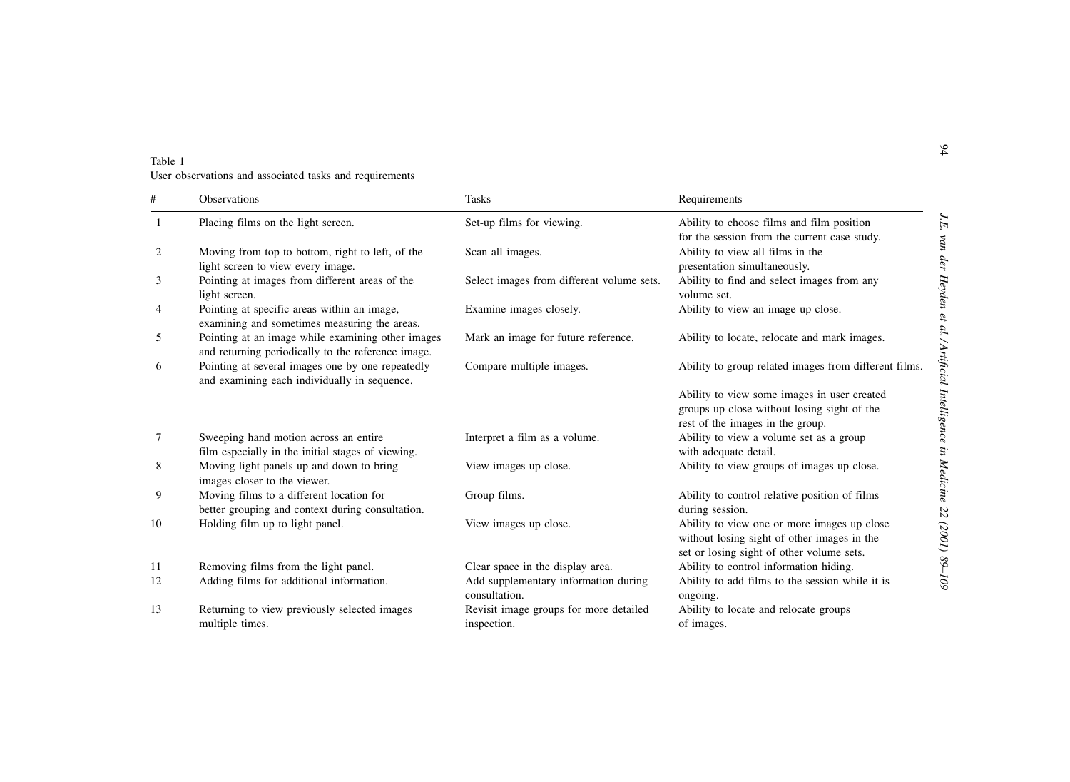Table 1
User observations and associated tasks and requirements

| # | Observations | Tasks | Requirements |
|---|---|---|---|
| 1 | Placing films on the light screen. | Set-up films for viewing. | Ability to choose films and film position for the session from the current case study. |
| 2 | Moving from top to bottom, right to left, of the light screen to view every image. | Scan all images. | Ability to view all films in the presentation simultaneously. |
| 3 | Pointing at images from different areas of the light screen. | Select images from different volume sets. | Ability to find and select images from any volume set. |
| 4 | Pointing at specific areas within an image, examining and sometimes measuring the areas. | Examine images closely. | Ability to view an image up close. |
| 5 | Pointing at an image while examining other images and returning periodically to the reference image. | Mark an image for future reference. | Ability to locate, relocate and mark images. |
| 6 | Pointing at several images one by one repeatedly and examining each individually in sequence. | Compare multiple images. | Ability to group related images from different films. |
| | | | Ability to view some images in user created groups up close without losing sight of the rest of the images in the group. |
| 7 | Sweeping hand motion across an entire film especially in the initial stages of viewing. | Interpret a film as a volume. | Ability to view a volume set as a group with adequate detail. |
| 8 | Moving light panels up and down to bring images closer to the viewer. | View images up close. | Ability to view groups of images up close. |
| 9 | Moving films to a different location for better grouping and context during consultation. | Group films. | Ability to control relative position of films during session. |
| 10 | Holding film up to light panel. | View images up close. | Ability to view one or more images up close without losing sight of other images in the set or losing sight of other volume sets. |
| 11 | Removing films from the light panel. | Clear space in the display area. | Ability to control information hiding. |
| 12 | Adding films for additional information. | Add supplementary information during consultation. | Ability to add films to the session while it is ongoing. |
| 13 | Returning to view previously selected images multiple times. | Revisit image groups for more detailed inspection. | Ability to locate and relocate groups of images. |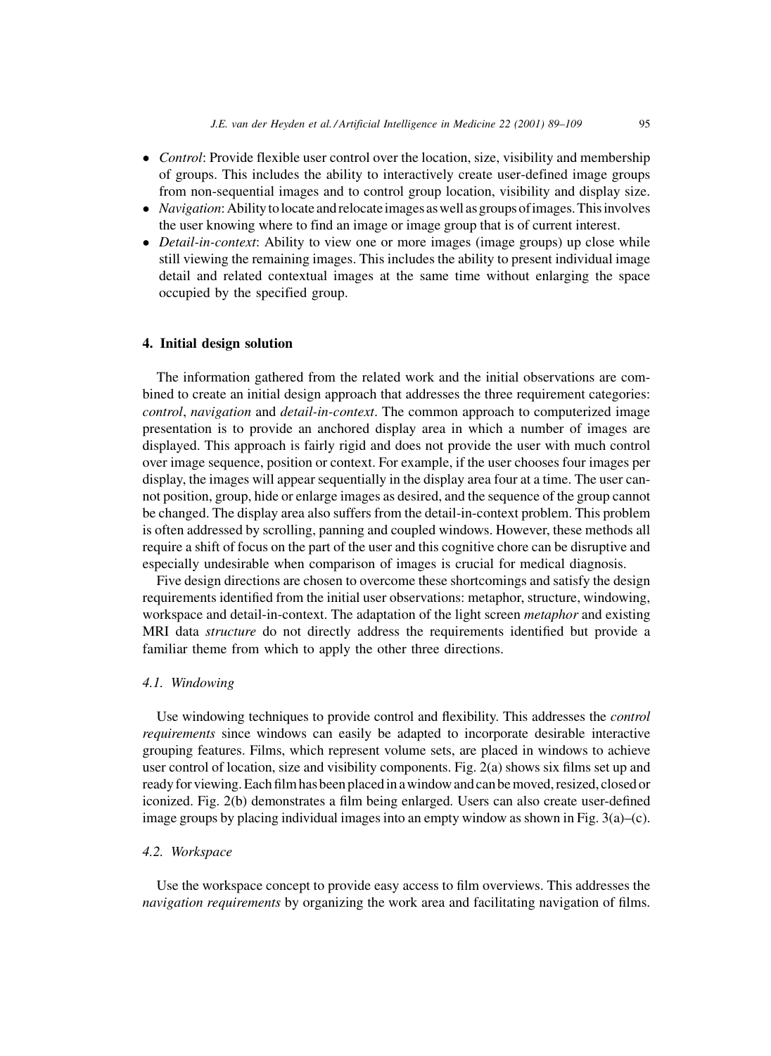- *Control*: Provide flexible user control over the location, size, visibility and membership of groups. This includes the ability to interactively create user-defined image groups from non-sequential images and to control group location, visibility and display size.
- *Navigation*: Ability to locate and relocate images as well as groups of images. This involves the user knowing where to find an image or image group that is of current interest.
- *Detail-in-context*: Ability to view one or more images (image groups) up close while still viewing the remaining images. This includes the ability to present individual image detail and related contextual images at the same time without enlarging the space occupied by the specified group.

## 4. Initial design solution

The information gathered from the related work and the initial observations are combined to create an initial design approach that addresses the three requirement categories: *control*, *navigation* and *detail-in-context*. The common approach to computerized image presentation is to provide an anchored display area in which a number of images are displayed. This approach is fairly rigid and does not provide the user with much control over image sequence, position or context. For example, if the user chooses four images per display, the images will appear sequentially in the display area four at a time. The user cannot position, group, hide or enlarge images as desired, and the sequence of the group cannot be changed. The display area also suffers from the detail-in-context problem. This problem is often addressed by scrolling, panning and coupled windows. However, these methods all require a shift of focus on the part of the user and this cognitive chore can be disruptive and especially undesirable when comparison of images is crucial for medical diagnosis.

Five design directions are chosen to overcome these shortcomings and satisfy the design requirements identified from the initial user observations: metaphor, structure, windowing, workspace and detail-in-context. The adaptation of the light screen *metaphor* and existing MRI data *structure* do not directly address the requirements identified but provide a familiar theme from which to apply the other three directions.

### 4.1. Windowing

Use windowing techniques to provide control and flexibility. This addresses the *control requirements* since windows can easily be adapted to incorporate desirable interactive grouping features. Films, which represent volume sets, are placed in windows to achieve user control of location, size and visibility components. Fig. 2(a) shows six films set up and ready for viewing. Each film has been placed in a window and can be moved, resized, closed or iconized. Fig. 2(b) demonstrates a film being enlarged. Users can also create user-defined image groups by placing individual images into an empty window as shown in Fig. 3(a)–(c).

### 4.2. Workspace

Use the workspace concept to provide easy access to film overviews. This addresses the *navigation requirements* by organizing the work area and facilitating navigation of films.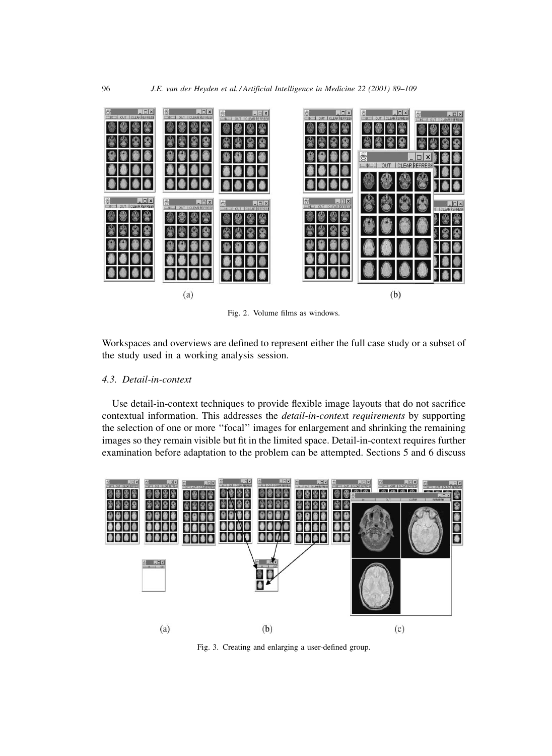Fig. 2. Volume films as windows.

Workspaces and overviews are defined to represent either the full case study or a subset of the study used in a working analysis session.

### 4.3. Detail-in-context

Use detail-in-context techniques to provide flexible image layouts that do not sacrifice contextual information. This addresses the *detail-in-context requirements* by supporting the selection of one or more ''focal'' images for enlargement and shrinking the remaining images so they remain visible but fit in the limited space. Detail-in-context requires further examination before adaptation to the problem can be attempted. Sections 5 and 6 discuss

Fig. 3. Creating and enlarging a user-defined group.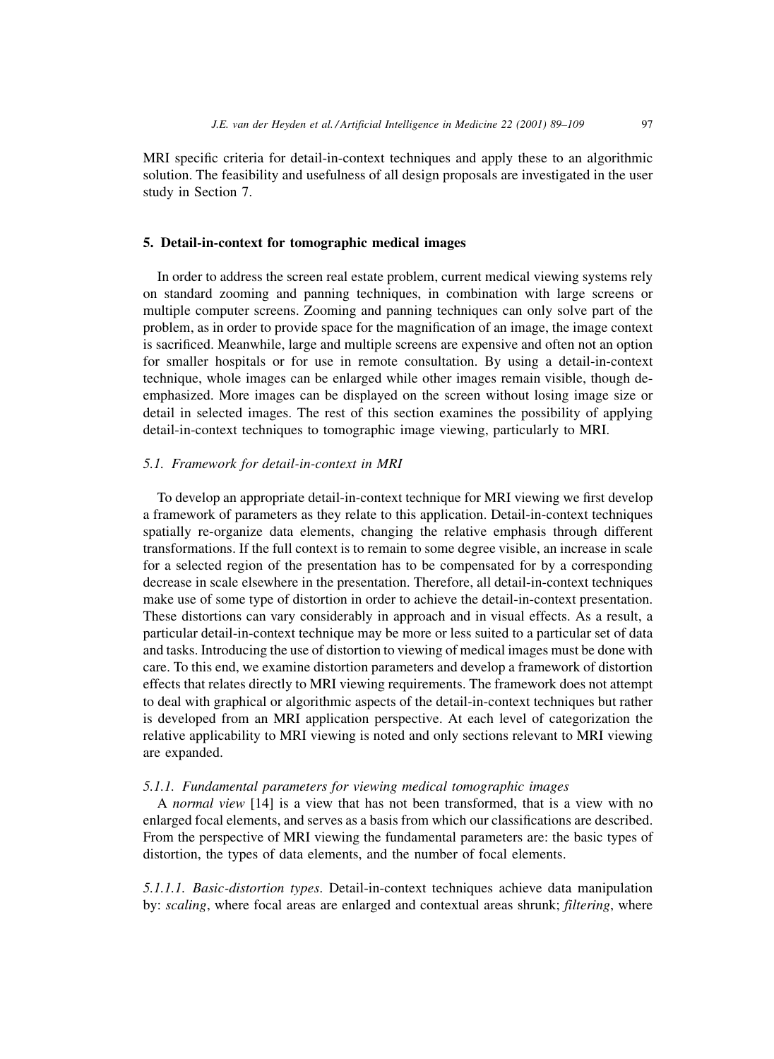MRI specific criteria for detail-in-context techniques and apply these to an algorithmic solution. The feasibility and usefulness of all design proposals are investigated in the user study in Section 7.

## 5. Detail-in-context for tomographic medical images

In order to address the screen real estate problem, current medical viewing systems rely on standard zooming and panning techniques, in combination with large screens or multiple computer screens. Zooming and panning techniques can only solve part of the problem, as in order to provide space for the magnification of an image, the image context is sacrificed. Meanwhile, large and multiple screens are expensive and often not an option for smaller hospitals or for use in remote consultation. By using a detail-in-context technique, whole images can be enlarged while other images remain visible, though de-emphasized. More images can be displayed on the screen without losing image size or detail in selected images. The rest of this section examines the possibility of applying detail-in-context techniques to tomographic image viewing, particularly to MRI.

### *5.1. Framework for detail-in-context in MRI*

To develop an appropriate detail-in-context technique for MRI viewing we first develop a framework of parameters as they relate to this application. Detail-in-context techniques spatially re-organize data elements, changing the relative emphasis through different transformations. If the full context is to remain to some degree visible, an increase in scale for a selected region of the presentation has to be compensated for by a corresponding decrease in scale elsewhere in the presentation. Therefore, all detail-in-context techniques make use of some type of distortion in order to achieve the detail-in-context presentation. These distortions can vary considerably in approach and in visual effects. As a result, a particular detail-in-context technique may be more or less suited to a particular set of data and tasks. Introducing the use of distortion to viewing of medical images must be done with care. To this end, we examine distortion parameters and develop a framework of distortion effects that relates directly to MRI viewing requirements. The framework does not attempt to deal with graphical or algorithmic aspects of the detail-in-context techniques but rather is developed from an MRI application perspective. At each level of categorization the relative applicability to MRI viewing is noted and only sections relevant to MRI viewing are expanded.

#### *5.1.1. Fundamental parameters for viewing medical tomographic images*

A *normal view* [14] is a view that has not been transformed, that is a view with no enlarged focal elements, and serves as a basis from which our classifications are described. From the perspective of MRI viewing the fundamental parameters are: the basic types of distortion, the types of data elements, and the number of focal elements.

*5.1.1.1. Basic-distortion types.* Detail-in-context techniques achieve data manipulation by: *scaling*, where focal areas are enlarged and contextual areas shrunk; *filtering*, where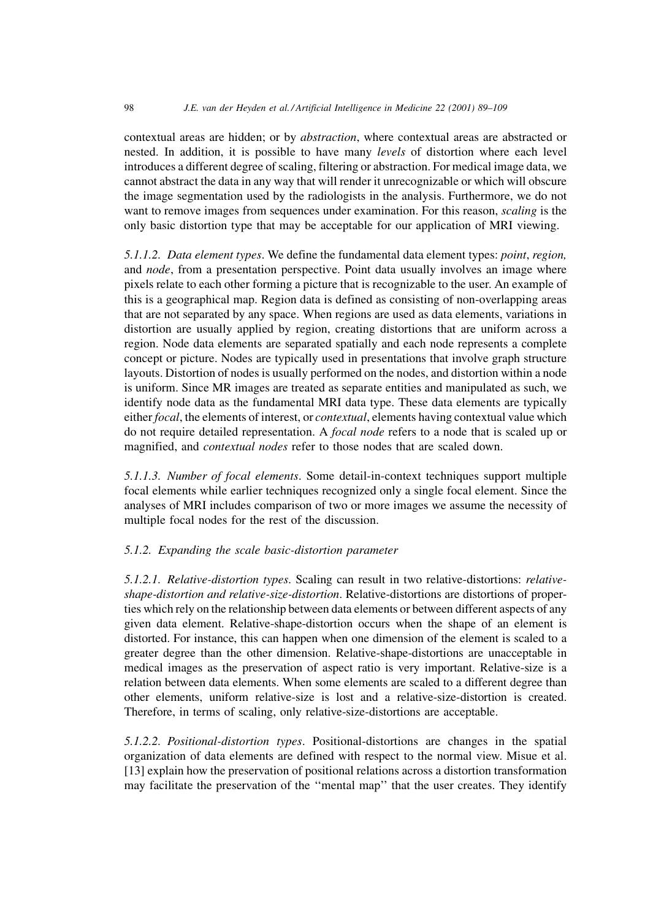contextual areas are hidden; or by *abstraction*, where contextual areas are abstracted or nested. In addition, it is possible to have many *levels* of distortion where each level introduces a different degree of scaling, filtering or abstraction. For medical image data, we cannot abstract the data in any way that will render it unrecognizable or which will obscure the image segmentation used by the radiologists in the analysis. Furthermore, we do not want to remove images from sequences under examination. For this reason, *scaling* is the only basic distortion type that may be acceptable for our application of MRI viewing.

*5.1.1.2. Data element types*. We define the fundamental data element types: *point*, *region,* and *node*, from a presentation perspective. Point data usually involves an image where pixels relate to each other forming a picture that is recognizable to the user. An example of this is a geographical map. Region data is defined as consisting of non-overlapping areas that are not separated by any space. When regions are used as data elements, variations in distortion are usually applied by region, creating distortions that are uniform across a region. Node data elements are separated spatially and each node represents a complete concept or picture. Nodes are typically used in presentations that involve graph structure layouts. Distortion of nodes is usually performed on the nodes, and distortion within a node is uniform. Since MR images are treated as separate entities and manipulated as such, we identify node data as the fundamental MRI data type. These data elements are typically either *focal*, the elements of interest, or *contextual*, elements having contextual value which do not require detailed representation. A *focal node* refers to a node that is scaled up or magnified, and *contextual nodes* refer to those nodes that are scaled down.

*5.1.1.3. Number of focal elements*. Some detail-in-context techniques support multiple focal elements while earlier techniques recognized only a single focal element. Since the analyses of MRI includes comparison of two or more images we assume the necessity of multiple focal nodes for the rest of the discussion.

### *5.1.2. Expanding the scale basic-distortion parameter*

*5.1.2.1. Relative-distortion types*. Scaling can result in two relative-distortions: *relative-shape-distortion and relative-size-distortion*. Relative-distortions are distortions of properties which rely on the relationship between data elements or between different aspects of any given data element. Relative-shape-distortion occurs when the shape of an element is distorted. For instance, this can happen when one dimension of the element is scaled to a greater degree than the other dimension. Relative-shape-distortions are unacceptable in medical images as the preservation of aspect ratio is very important. Relative-size is a relation between data elements. When some elements are scaled to a different degree than other elements, uniform relative-size is lost and a relative-size-distortion is created. Therefore, in terms of scaling, only relative-size-distortions are acceptable.

*5.1.2.2. Positional-distortion types*. Positional-distortions are changes in the spatial organization of data elements are defined with respect to the normal view. Misue et al. [13] explain how the preservation of positional relations across a distortion transformation may facilitate the preservation of the ''mental map'' that the user creates. They identify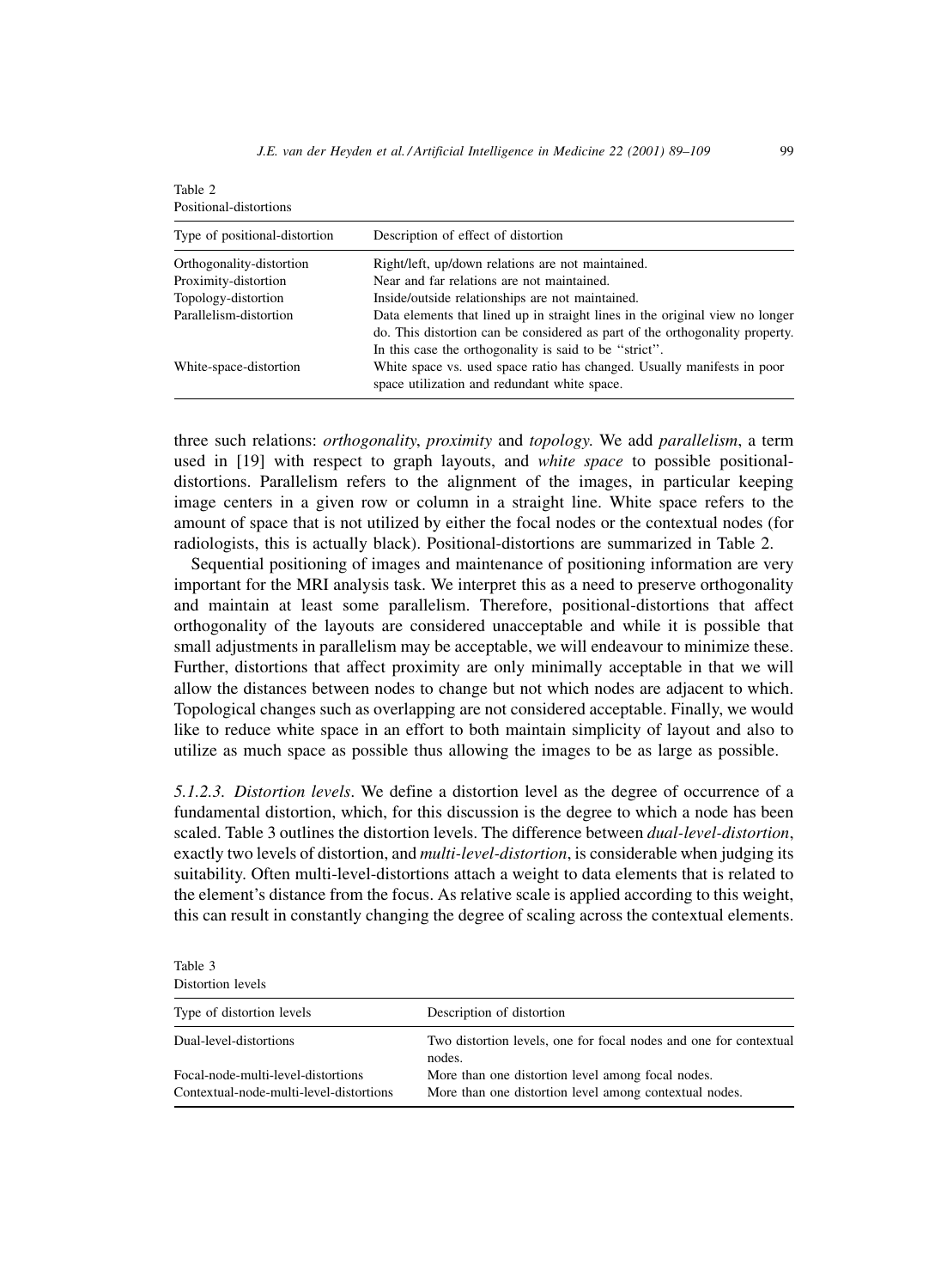Table 2
Positional-distortions

| Type of positional-distortion | Description of effect of distortion |
|---|---|
| Orthogonality-distortion | Right/left, up/down relations are not maintained. |
| Proximity-distortion | Near and far relations are not maintained. |
| Topology-distortion | Inside/outside relationships are not maintained. |
| Parallelism-distortion | Data elements that lined up in straight lines in the original view no longer do. This distortion can be considered as part of the orthogonality property. In this case the orthogonality is said to be "strict". |
| White-space-distortion | White space vs. used space ratio has changed. Usually manifests in poor space utilization and redundant white space. |

three such relations: *orthogonality*, *proximity* and *topology.* We add *parallelism*, a term used in [19] with respect to graph layouts, and *white space* to possible positional-distortions. Parallelism refers to the alignment of the images, in particular keeping image centers in a given row or column in a straight line. White space refers to the amount of space that is not utilized by either the focal nodes or the contextual nodes (for radiologists, this is actually black). Positional-distortions are summarized in Table 2.

Sequential positioning of images and maintenance of positioning information are very important for the MRI analysis task. We interpret this as a need to preserve orthogonality and maintain at least some parallelism. Therefore, positional-distortions that affect orthogonality of the layouts are considered unacceptable and while it is possible that small adjustments in parallelism may be acceptable, we will endeavour to minimize these. Further, distortions that affect proximity are only minimally acceptable in that we will allow the distances between nodes to change but not which nodes are adjacent to which. Topological changes such as overlapping are not considered acceptable. Finally, we would like to reduce white space in an effort to both maintain simplicity of layout and also to utilize as much space as possible thus allowing the images to be as large as possible.

*5.1.2.3. Distortion levels*. We define a distortion level as the degree of occurrence of a fundamental distortion, which, for this discussion is the degree to which a node has been scaled. Table 3 outlines the distortion levels. The difference between *dual-level-distortion*, exactly two levels of distortion, and *multi-level-distortion*, is considerable when judging its suitability. Often multi-level-distortions attach a weight to data elements that is related to the element's distance from the focus. As relative scale is applied according to this weight, this can result in constantly changing the degree of scaling across the contextual elements.

Table 3
Distortion levels

| Type of distortion levels | Description of distortion |
|---|---|
| Dual-level-distortions | Two distortion levels, one for focal nodes and one for contextual nodes. |
| Focal-node-multi-level-distortions | More than one distortion level among focal nodes. |
| Contextual-node-multi-level-distortions | More than one distortion level among contextual nodes. |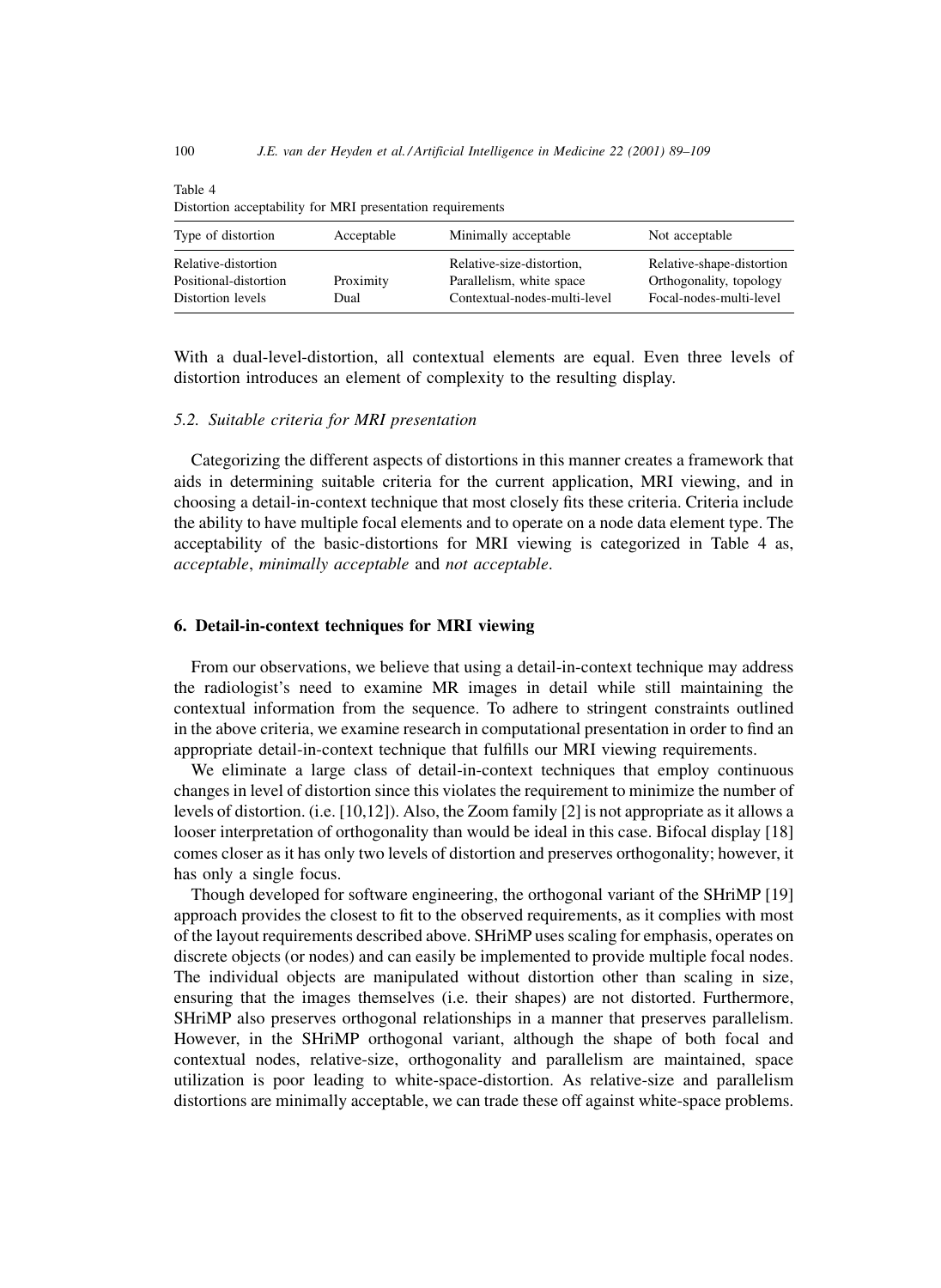Table 4
Distortion acceptability for MRI presentation requirements

| Type of distortion | Acceptable | Minimally acceptable | Not acceptable |
|---|---|---|---|
| Relative-distortion | | Relative-size-distortion, | Relative-shape-distortion |
| Positional-distortion | Proximity | Parallelism, white space | Orthogonality, topology |
| Distortion levels | Dual | Contextual-nodes-multi-level | Focal-nodes-multi-level |

With a dual-level-distortion, all contextual elements are equal. Even three levels of distortion introduces an element of complexity to the resulting display.

### 5.2. Suitable criteria for MRI presentation

Categorizing the different aspects of distortions in this manner creates a framework that aids in determining suitable criteria for the current application, MRI viewing, and in choosing a detail-in-context technique that most closely fits these criteria. Criteria include the ability to have multiple focal elements and to operate on a node data element type. The acceptability of the basic-distortions for MRI viewing is categorized in Table 4 as, *acceptable*, *minimally acceptable* and *not acceptable*.

## 6. Detail-in-context techniques for MRI viewing

From our observations, we believe that using a detail-in-context technique may address the radiologist's need to examine MR images in detail while still maintaining the contextual information from the sequence. To adhere to stringent constraints outlined in the above criteria, we examine research in computational presentation in order to find an appropriate detail-in-context technique that fulfills our MRI viewing requirements.

We eliminate a large class of detail-in-context techniques that employ continuous changes in level of distortion since this violates the requirement to minimize the number of levels of distortion. (i.e. [10,12]). Also, the Zoom family [2] is not appropriate as it allows a looser interpretation of orthogonality than would be ideal in this case. Bifocal display [18] comes closer as it has only two levels of distortion and preserves orthogonality; however, it has only a single focus.

Though developed for software engineering, the orthogonal variant of the SHriMP [19] approach provides the closest to fit to the observed requirements, as it complies with most of the layout requirements described above. SHriMP uses scaling for emphasis, operates on discrete objects (or nodes) and can easily be implemented to provide multiple focal nodes. The individual objects are manipulated without distortion other than scaling in size, ensuring that the images themselves (i.e. their shapes) are not distorted. Furthermore, SHriMP also preserves orthogonal relationships in a manner that preserves parallelism. However, in the SHriMP orthogonal variant, although the shape of both focal and contextual nodes, relative-size, orthogonality and parallelism are maintained, space utilization is poor leading to white-space-distortion. As relative-size and parallelism distortions are minimally acceptable, we can trade these off against white-space problems.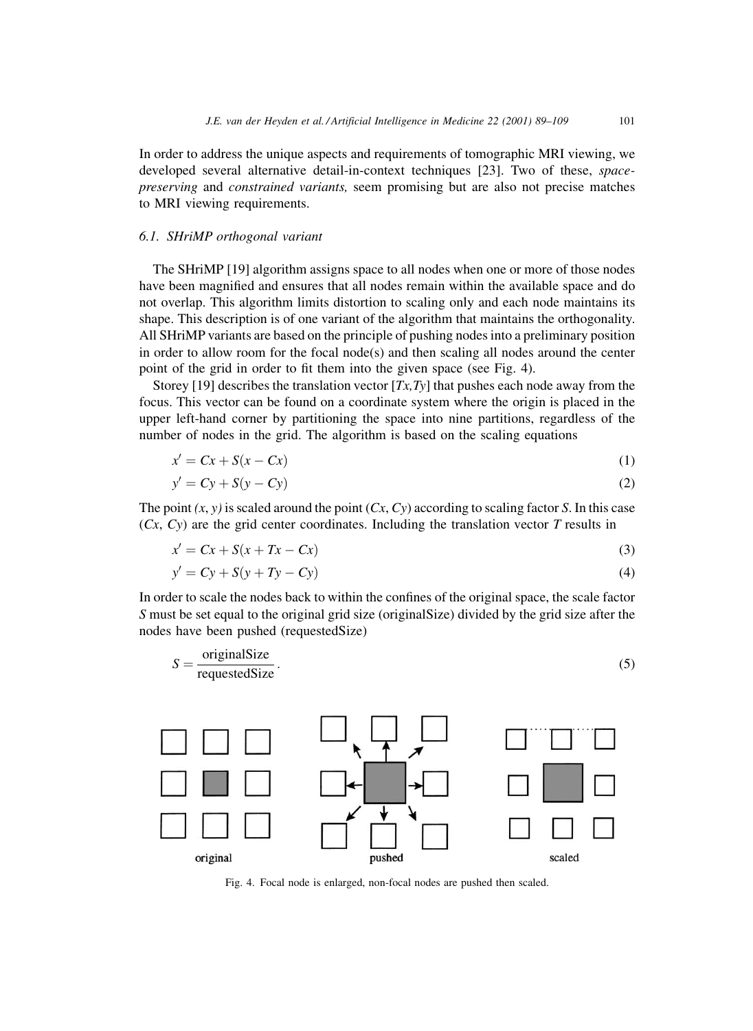In order to address the unique aspects and requirements of tomographic MRI viewing, we developed several alternative detail-in-context techniques [23]. Two of these, *space-preserving* and *constrained variants,* seem promising but are also not precise matches to MRI viewing requirements.

### 6.1. SHriMP orthogonal variant

The SHriMP [19] algorithm assigns space to all nodes when one or more of those nodes have been magnified and ensures that all nodes remain within the available space and do not overlap. This algorithm limits distortion to scaling only and each node maintains its shape. This description is of one variant of the algorithm that maintains the orthogonality. All SHriMP variants are based on the principle of pushing nodes into a preliminary position in order to allow room for the focal node(s) and then scaling all nodes around the center point of the grid in order to fit them into the given space (see Fig. 4).

Storey [19] describes the translation vector $[Tx, Ty]$ that pushes each node away from the focus. This vector can be found on a coordinate system where the origin is placed in the upper left-hand corner by partitioning the space into nine partitions, regardless of the number of nodes in the grid. The algorithm is based on the scaling equations

$$x' = Cx + S(x - Cx) \tag{1}$$

$$y' = Cy + S(y - Cy) \tag{2}$$

The point $(x, y)$ is scaled around the point $(Cx, Cy)$ according to scaling factor $S$. In this case $(Cx, Cy)$ are the grid center coordinates. Including the translation vector $T$ results in

$$x' = Cx + S(x + Tx - Cx) \tag{3}$$

$$y' = Cy + S(y + Ty - Cy) \tag{4}$$

In order to scale the nodes back to within the confines of the original space, the scale factor $S$ must be set equal to the original grid size (originalSize) divided by the grid size after the nodes have been pushed (requestedSize)

$$S = \frac{\text{originalSize}}{\text{requestedSize}}. \tag{5}$$

Fig. 4. Focal node is enlarged, non-focal nodes are pushed then scaled.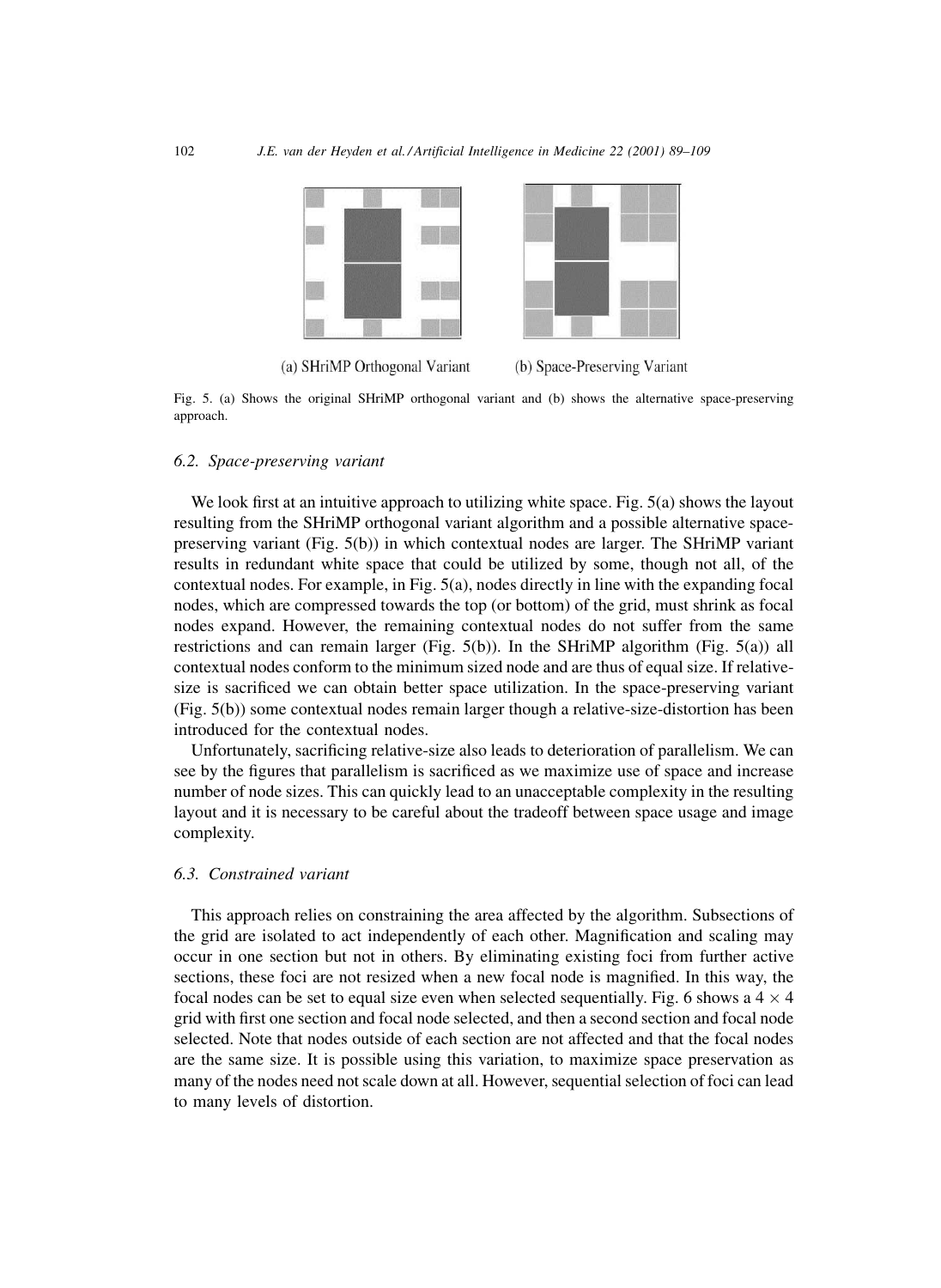(a) SHriMP Orthogonal Variant (b) Space-Preserving Variant

Fig. 5. (a) Shows the original SHriMP orthogonal variant and (b) shows the alternative space-preserving approach.

### 6.2. Space-preserving variant

We look first at an intuitive approach to utilizing white space. Fig. 5(a) shows the layout resulting from the SHriMP orthogonal variant algorithm and a possible alternative space-preserving variant (Fig. 5(b)) in which contextual nodes are larger. The SHriMP variant results in redundant white space that could be utilized by some, though not all, of the contextual nodes. For example, in Fig. 5(a), nodes directly in line with the expanding focal nodes, which are compressed towards the top (or bottom) of the grid, must shrink as focal nodes expand. However, the remaining contextual nodes do not suffer from the same restrictions and can remain larger (Fig. 5(b)). In the SHriMP algorithm (Fig. 5(a)) all contextual nodes conform to the minimum sized node and are thus of equal size. If relative-size is sacrificed we can obtain better space utilization. In the space-preserving variant (Fig. 5(b)) some contextual nodes remain larger though a relative-size-distortion has been introduced for the contextual nodes.

Unfortunately, sacrificing relative-size also leads to deterioration of parallelism. We can see by the figures that parallelism is sacrificed as we maximize use of space and increase number of node sizes. This can quickly lead to an unacceptable complexity in the resulting layout and it is necessary to be careful about the tradeoff between space usage and image complexity.

### 6.3. Constrained variant

This approach relies on constraining the area affected by the algorithm. Subsections of the grid are isolated to act independently of each other. Magnification and scaling may occur in one section but not in others. By eliminating existing foci from further active sections, these foci are not resized when a new focal node is magnified. In this way, the focal nodes can be set to equal size even when selected sequentially. Fig. 6 shows a $4 \times 4$ grid with first one section and focal node selected, and then a second section and focal node selected. Note that nodes outside of each section are not affected and that the focal nodes are the same size. It is possible using this variation, to maximize space preservation as many of the nodes need not scale down at all. However, sequential selection of foci can lead to many levels of distortion.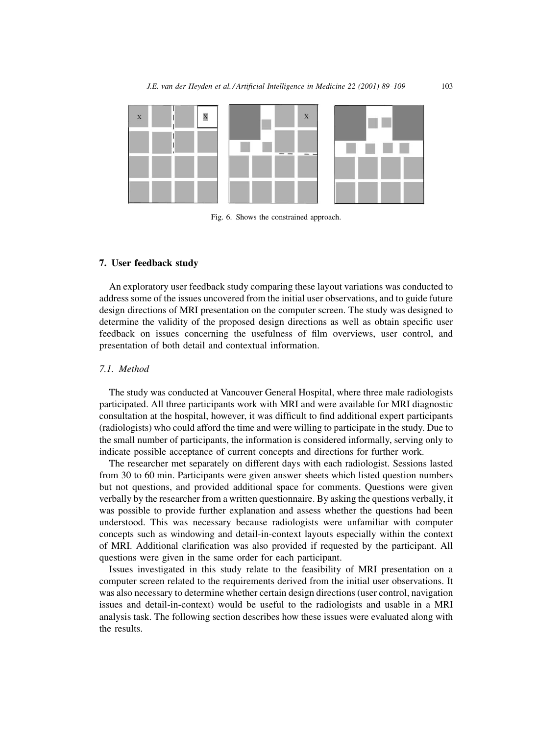Fig. 6. Shows the constrained approach.

## 7. User feedback study

An exploratory user feedback study comparing these layout variations was conducted to address some of the issues uncovered from the initial user observations, and to guide future design directions of MRI presentation on the computer screen. The study was designed to determine the validity of the proposed design directions as well as obtain specific user feedback on issues concerning the usefulness of film overviews, user control, and presentation of both detail and contextual information.

### 7.1. Method

The study was conducted at Vancouver General Hospital, where three male radiologists participated. All three participants work with MRI and were available for MRI diagnostic consultation at the hospital, however, it was difficult to find additional expert participants (radiologists) who could afford the time and were willing to participate in the study. Due to the small number of participants, the information is considered informally, serving only to indicate possible acceptance of current concepts and directions for further work.

The researcher met separately on different days with each radiologist. Sessions lasted from 30 to 60 min. Participants were given answer sheets which listed question numbers but not questions, and provided additional space for comments. Questions were given verbally by the researcher from a written questionnaire. By asking the questions verbally, it was possible to provide further explanation and assess whether the questions had been understood. This was necessary because radiologists were unfamiliar with computer concepts such as windowing and detail-in-context layouts especially within the context of MRI. Additional clarification was also provided if requested by the participant. All questions were given in the same order for each participant.

Issues investigated in this study relate to the feasibility of MRI presentation on a computer screen related to the requirements derived from the initial user observations. It was also necessary to determine whether certain design directions (user control, navigation issues and detail-in-context) would be useful to the radiologists and usable in a MRI analysis task. The following section describes how these issues were evaluated along with the results.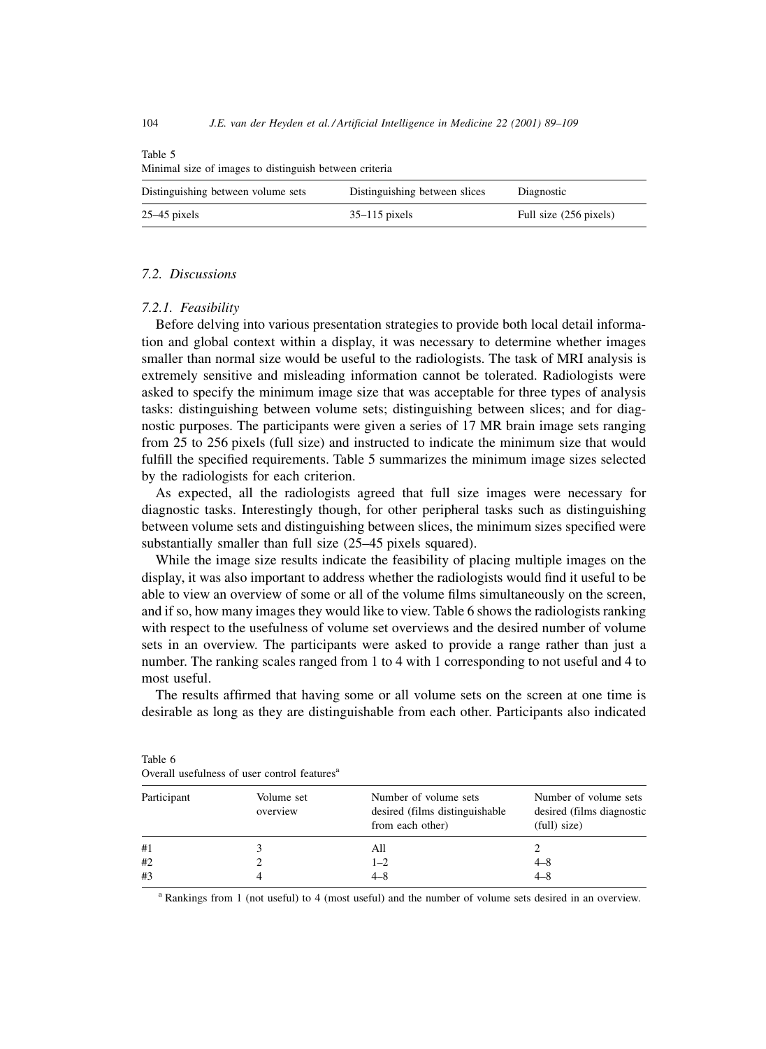Table 5
Minimal size of images to distinguish between criteria

| Distinguishing between volume sets | Distinguishing between slices | Diagnostic |
|---|---|---|
| 25–45 pixels | 35–115 pixels | Full size (256 pixels) |

### *7.2. Discussions*

#### *7.2.1. Feasibility*

Before delving into various presentation strategies to provide both local detail information and global context within a display, it was necessary to determine whether images smaller than normal size would be useful to the radiologists. The task of MRI analysis is extremely sensitive and misleading information cannot be tolerated. Radiologists were asked to specify the minimum image size that was acceptable for three types of analysis tasks: distinguishing between volume sets; distinguishing between slices; and for diagnostic purposes. The participants were given a series of 17 MR brain image sets ranging from 25 to 256 pixels (full size) and instructed to indicate the minimum size that would fulfill the specified requirements. Table 5 summarizes the minimum image sizes selected by the radiologists for each criterion.

As expected, all the radiologists agreed that full size images were necessary for diagnostic tasks. Interestingly though, for other peripheral tasks such as distinguishing between volume sets and distinguishing between slices, the minimum sizes specified were substantially smaller than full size (25–45 pixels squared).

While the image size results indicate the feasibility of placing multiple images on the display, it was also important to address whether the radiologists would find it useful to be able to view an overview of some or all of the volume films simultaneously on the screen, and if so, how many images they would like to view. Table 6 shows the radiologists ranking with respect to the usefulness of volume set overviews and the desired number of volume sets in an overview. The participants were asked to provide a range rather than just a number. The ranking scales ranged from 1 to 4 with 1 corresponding to not useful and 4 to most useful.

The results affirmed that having some or all volume sets on the screen at one time is desirable as long as they are distinguishable from each other. Participants also indicated

Table 6
Overall usefulness of user control features[a]

| Participant | Volume set overview | Number of volume sets desired (films distinguishable from each other) | Number of volume sets desired (films diagnostic (full) size) |
|---|---|---|---|
| #1 | 3 | All | 2 |
| #2 | 2 | 1–2 | 4–8 |
| #3 | 4 | 4–8 | 4–8 |

[a] Rankings from 1 (not useful) to 4 (most useful) and the number of volume sets desired in an overview.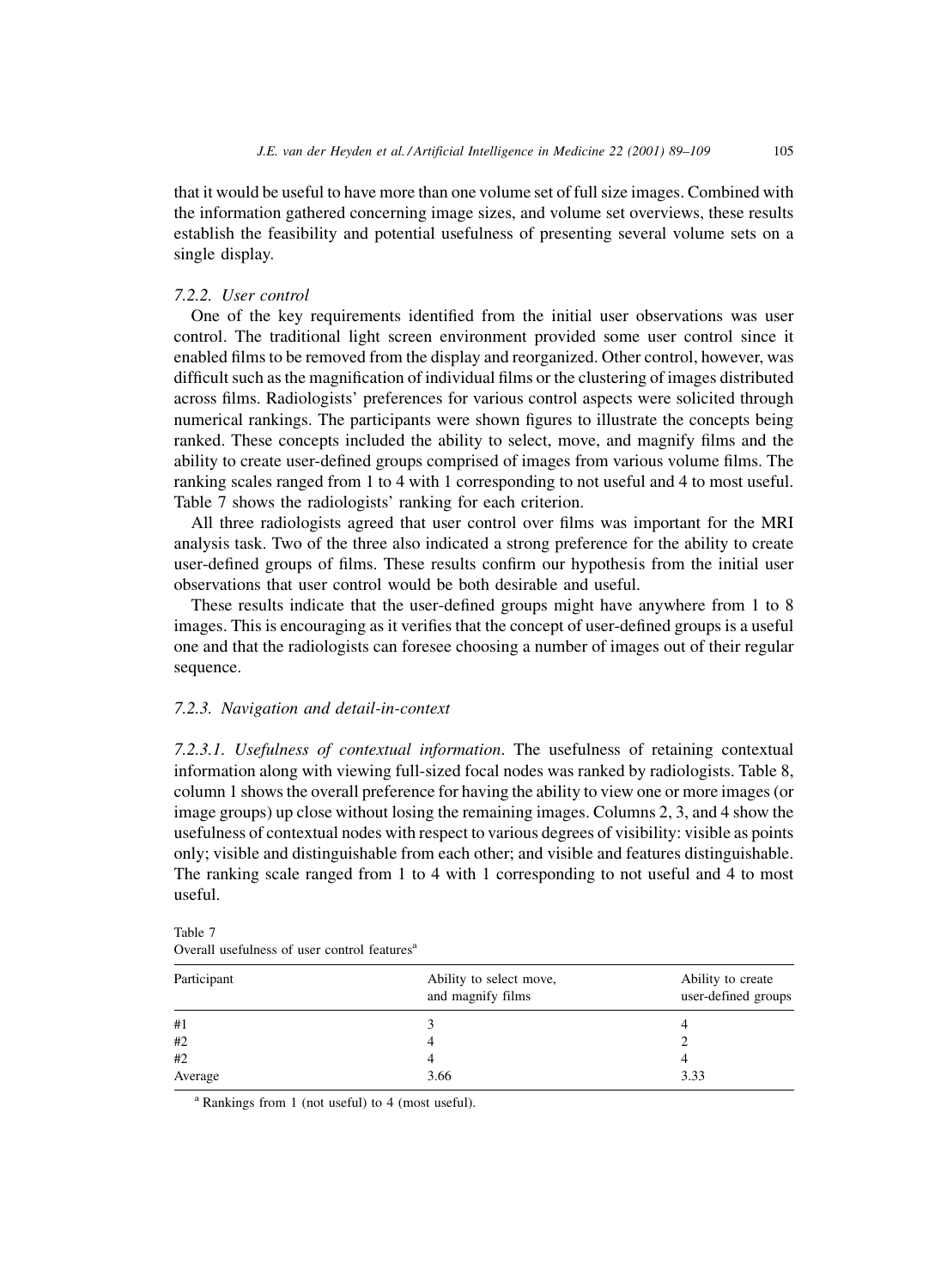that it would be useful to have more than one volume set of full size images. Combined with the information gathered concerning image sizes, and volume set overviews, these results establish the feasibility and potential usefulness of presenting several volume sets on a single display.

#### *7.2.2. User control*

One of the key requirements identified from the initial user observations was user control. The traditional light screen environment provided some user control since it enabled films to be removed from the display and reorganized. Other control, however, was difficult such as the magnification of individual films or the clustering of images distributed across films. Radiologists' preferences for various control aspects were solicited through numerical rankings. The participants were shown figures to illustrate the concepts being ranked. These concepts included the ability to select, move, and magnify films and the ability to create user-defined groups comprised of images from various volume films. The ranking scales ranged from 1 to 4 with 1 corresponding to not useful and 4 to most useful. Table 7 shows the radiologists' ranking for each criterion.

All three radiologists agreed that user control over films was important for the MRI analysis task. Two of the three also indicated a strong preference for the ability to create user-defined groups of films. These results confirm our hypothesis from the initial user observations that user control would be both desirable and useful.

These results indicate that the user-defined groups might have anywhere from 1 to 8 images. This is encouraging as it verifies that the concept of user-defined groups is a useful one and that the radiologists can foresee choosing a number of images out of their regular sequence.

#### *7.2.3. Navigation and detail-in-context*

*7.2.3.1. Usefulness of contextual information*. The usefulness of retaining contextual information along with viewing full-sized focal nodes was ranked by radiologists. Table 8, column 1 shows the overall preference for having the ability to view one or more images (or image groups) up close without losing the remaining images. Columns 2, 3, and 4 show the usefulness of contextual nodes with respect to various degrees of visibility: visible as points only; visible and distinguishable from each other; and visible and features distinguishable. The ranking scale ranged from 1 to 4 with 1 corresponding to not useful and 4 to most useful.

Table 7
Overall usefulness of user control features[a]

| Participant | Ability to select move, and magnify films | Ability to create user-defined groups |
|---|---|---|
| #1 | 3 | 4 |
| #2 | 4 | 2 |
| #2 | 4 | 4 |
| Average | 3.66 | 3.33 |

[a] Rankings from 1 (not useful) to 4 (most useful).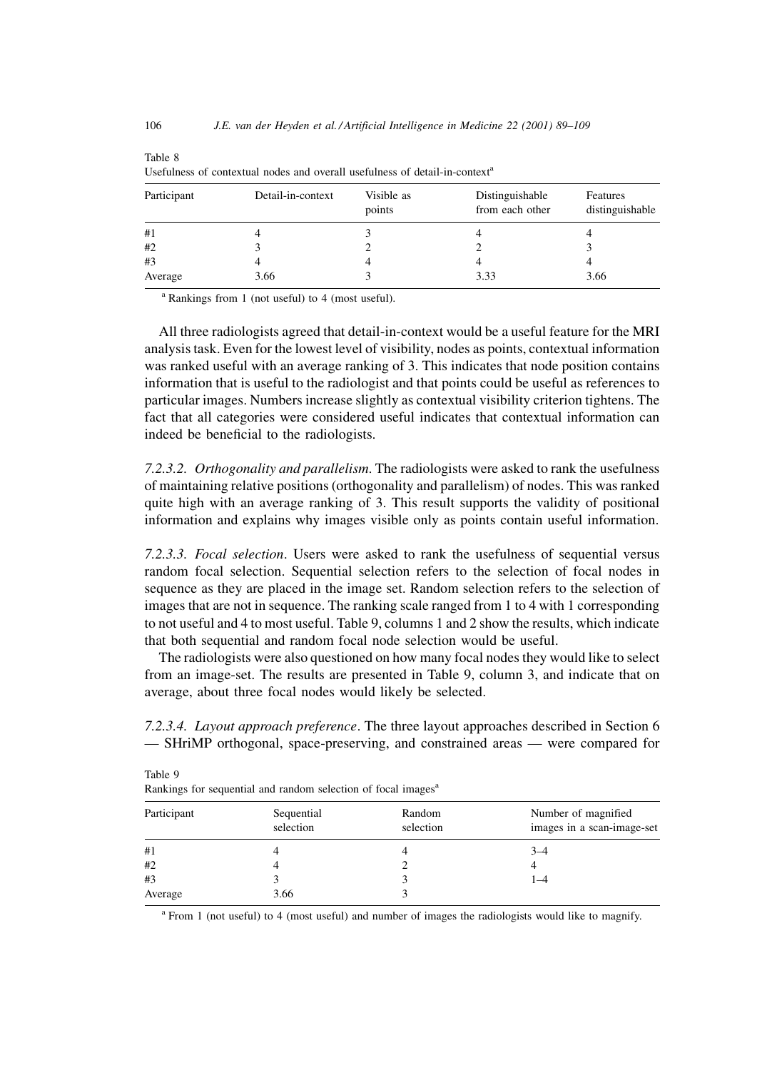Table 8
Usefulness of contextual nodes and overall usefulness of detail-in-context[a]

| Participant | Detail-in-context | Visible as points | Distinguishable from each other | Features distinguishable |
|---|---|---|---|---|
| #1 | 4 | 3 | 4 | 4 |
| #2 | 3 | 2 | 2 | 3 |
| #3 | 4 | 4 | 4 | 4 |
| Average | 3.66 | 3 | 3.33 | 3.66 |

[a] Rankings from 1 (not useful) to 4 (most useful).

All three radiologists agreed that detail-in-context would be a useful feature for the MRI analysis task. Even for the lowest level of visibility, nodes as points, contextual information was ranked useful with an average ranking of 3. This indicates that node position contains information that is useful to the radiologist and that points could be useful as references to particular images. Numbers increase slightly as contextual visibility criterion tightens. The fact that all categories were considered useful indicates that contextual information can indeed be beneficial to the radiologists.

*7.2.3.2. Orthogonality and parallelism*. The radiologists were asked to rank the usefulness of maintaining relative positions (orthogonality and parallelism) of nodes. This was ranked quite high with an average ranking of 3. This result supports the validity of positional information and explains why images visible only as points contain useful information.

*7.2.3.3. Focal selection*. Users were asked to rank the usefulness of sequential versus random focal selection. Sequential selection refers to the selection of focal nodes in sequence as they are placed in the image set. Random selection refers to the selection of images that are not in sequence. The ranking scale ranged from 1 to 4 with 1 corresponding to not useful and 4 to most useful. Table 9, columns 1 and 2 show the results, which indicate that both sequential and random focal node selection would be useful.

The radiologists were also questioned on how many focal nodes they would like to select from an image-set. The results are presented in Table 9, column 3, and indicate that on average, about three focal nodes would likely be selected.

*7.2.3.4. Layout approach preference*. The three layout approaches described in Section 6 — SHriMP orthogonal, space-preserving, and constrained areas — were compared for

Table 9
Rankings for sequential and random selection of focal images[a]

| Participant | Sequential selection | Random selection | Number of magnified images in a scan-image-set |
|---|---|---|---|
| #1 | 4 | 4 | 3–4 |
| #2 | 4 | 2 | 4 |
| #3 | 3 | 3 | 1–4 |
| Average | 3.66 | 3 | |

[a] From 1 (not useful) to 4 (most useful) and number of images the radiologists would like to magnify.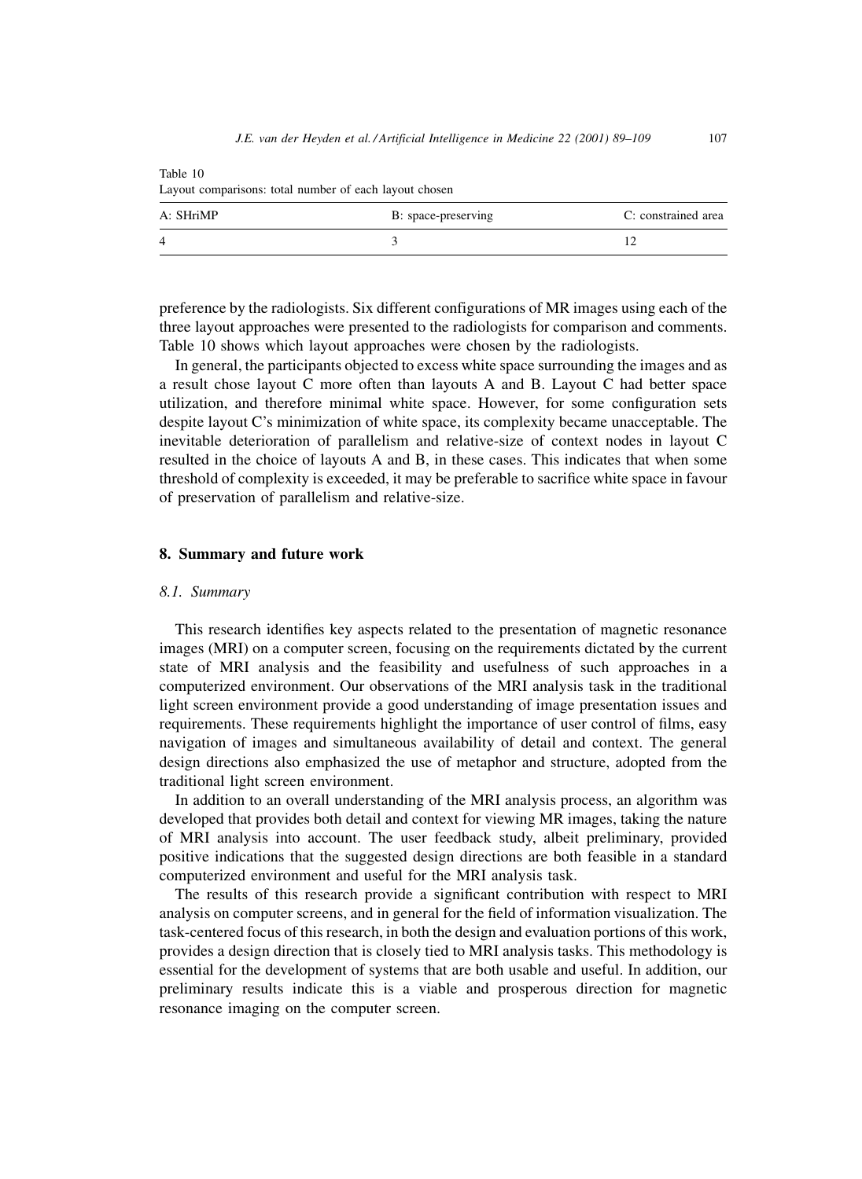Table 10
Layout comparisons: total number of each layout chosen

| A: SHriMP | B: space-preserving | C: constrained area |
| --- | --- | --- |
| 4 | 3 | 12 |

preference by the radiologists. Six different configurations of MR images using each of the three layout approaches were presented to the radiologists for comparison and comments. Table 10 shows which layout approaches were chosen by the radiologists.

In general, the participants objected to excess white space surrounding the images and as a result chose layout C more often than layouts A and B. Layout C had better space utilization, and therefore minimal white space. However, for some configuration sets despite layout C's minimization of white space, its complexity became unacceptable. The inevitable deterioration of parallelism and relative-size of context nodes in layout C resulted in the choice of layouts A and B, in these cases. This indicates that when some threshold of complexity is exceeded, it may be preferable to sacrifice white space in favour of preservation of parallelism and relative-size.

## 8. Summary and future work

### *8.1. Summary*

This research identifies key aspects related to the presentation of magnetic resonance images (MRI) on a computer screen, focusing on the requirements dictated by the current state of MRI analysis and the feasibility and usefulness of such approaches in a computerized environment. Our observations of the MRI analysis task in the traditional light screen environment provide a good understanding of image presentation issues and requirements. These requirements highlight the importance of user control of films, easy navigation of images and simultaneous availability of detail and context. The general design directions also emphasized the use of metaphor and structure, adopted from the traditional light screen environment.

In addition to an overall understanding of the MRI analysis process, an algorithm was developed that provides both detail and context for viewing MR images, taking the nature of MRI analysis into account. The user feedback study, albeit preliminary, provided positive indications that the suggested design directions are both feasible in a standard computerized environment and useful for the MRI analysis task.

The results of this research provide a significant contribution with respect to MRI analysis on computer screens, and in general for the field of information visualization. The task-centered focus of this research, in both the design and evaluation portions of this work, provides a design direction that is closely tied to MRI analysis tasks. This methodology is essential for the development of systems that are both usable and useful. In addition, our preliminary results indicate this is a viable and prosperous direction for magnetic resonance imaging on the computer screen.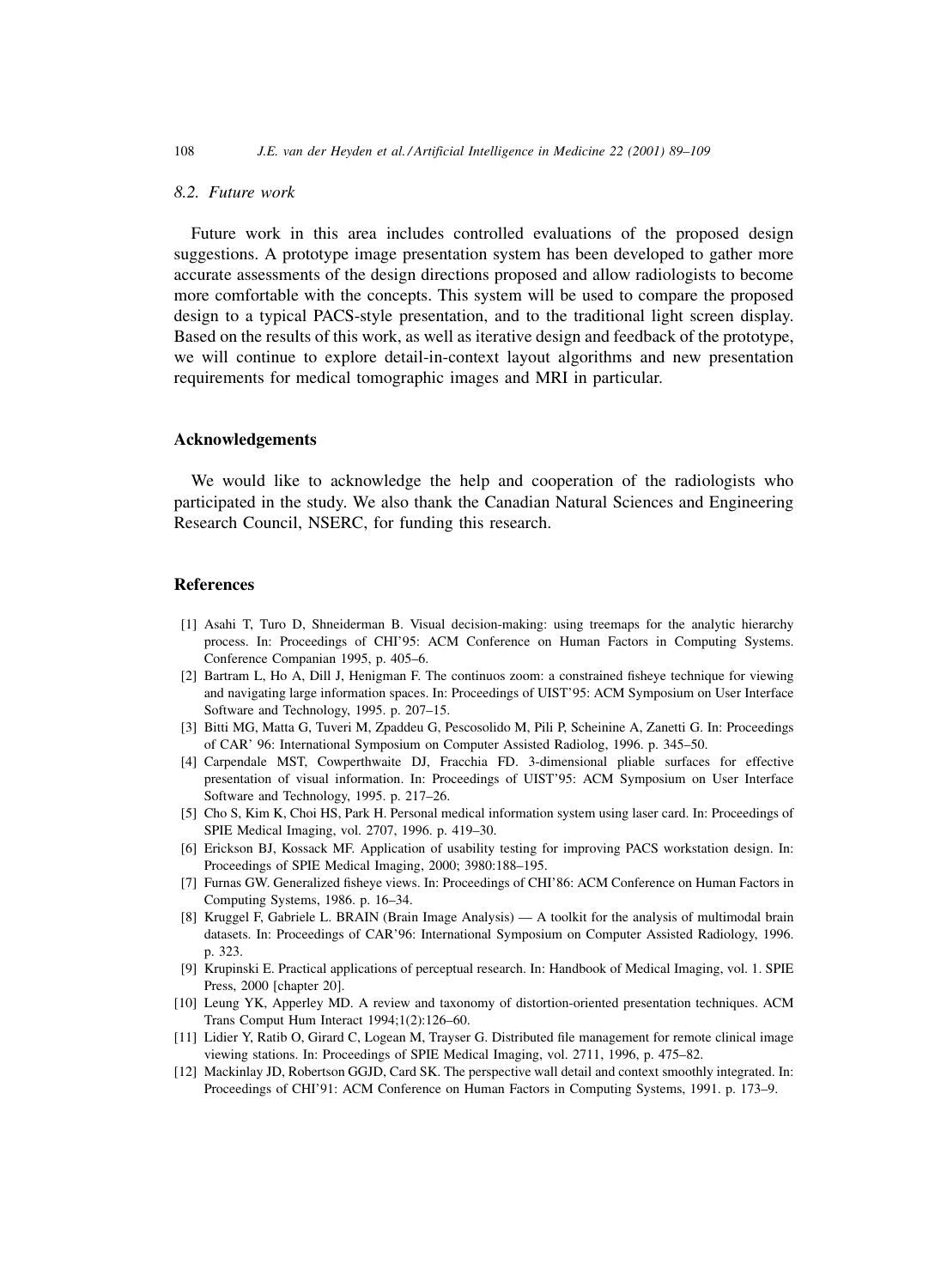### 8.2. Future work

Future work in this area includes controlled evaluations of the proposed design suggestions. A prototype image presentation system has been developed to gather more accurate assessments of the design directions proposed and allow radiologists to become more comfortable with the concepts. This system will be used to compare the proposed design to a typical PACS-style presentation, and to the traditional light screen display. Based on the results of this work, as well as iterative design and feedback of the prototype, we will continue to explore detail-in-context layout algorithms and new presentation requirements for medical tomographic images and MRI in particular.

## Acknowledgements

We would like to acknowledge the help and cooperation of the radiologists who participated in the study. We also thank the Canadian Natural Sciences and Engineering Research Council, NSERC, for funding this research.

## References

[1] Asahi T, Turo D, Shneiderman B. Visual decision-making: using treemaps for the analytic hierarchy process. In: Proceedings of CHI'95: ACM Conference on Human Factors in Computing Systems. Conference Companian 1995, p. 405–6.

[2] Bartram L, Ho A, Dill J, Henigman F. The continuos zoom: a constrained fisheye technique for viewing and navigating large information spaces. In: Proceedings of UIST'95: ACM Symposium on User Interface Software and Technology, 1995. p. 207–15.

[3] Bitti MG, Matta G, Tuveri M, Zpaddeu G, Pescosolido M, Pili P, Scheinine A, Zanetti G. In: Proceedings of CAR' 96: International Symposium on Computer Assisted Radiolog, 1996. p. 345–50.

[4] Carpendale MST, Cowperthwaite DJ, Fracchia FD. 3-dimensional pliable surfaces for effective presentation of visual information. In: Proceedings of UIST'95: ACM Symposium on User Interface Software and Technology, 1995. p. 217–26.

[5] Cho S, Kim K, Choi HS, Park H. Personal medical information system using laser card. In: Proceedings of SPIE Medical Imaging, vol. 2707, 1996. p. 419–30.

[6] Erickson BJ, Kossack MF. Application of usability testing for improving PACS workstation design. In: Proceedings of SPIE Medical Imaging, 2000; 3980:188–195.

[7] Furnas GW. Generalized fisheye views. In: Proceedings of CHI'86: ACM Conference on Human Factors in Computing Systems, 1986. p. 16–34.

[8] Kruggel F, Gabriele L. BRAIN (Brain Image Analysis) — A toolkit for the analysis of multimodal brain datasets. In: Proceedings of CAR'96: International Symposium on Computer Assisted Radiology, 1996. p. 323.

[9] Krupinski E. Practical applications of perceptual research. In: Handbook of Medical Imaging, vol. 1. SPIE Press, 2000 [chapter 20].

[10] Leung YK, Apperley MD. A review and taxonomy of distortion-oriented presentation techniques. ACM Trans Comput Hum Interact 1994;1(2):126–60.

[11] Lidier Y, Ratib O, Girard C, Logean M, Trayser G. Distributed file management for remote clinical image viewing stations. In: Proceedings of SPIE Medical Imaging, vol. 2711, 1996, p. 475–82.

[12] Mackinlay JD, Robertson GGJD, Card SK. The perspective wall detail and context smoothly integrated. In: Proceedings of CHI'91: ACM Conference on Human Factors in Computing Systems, 1991. p. 173–9.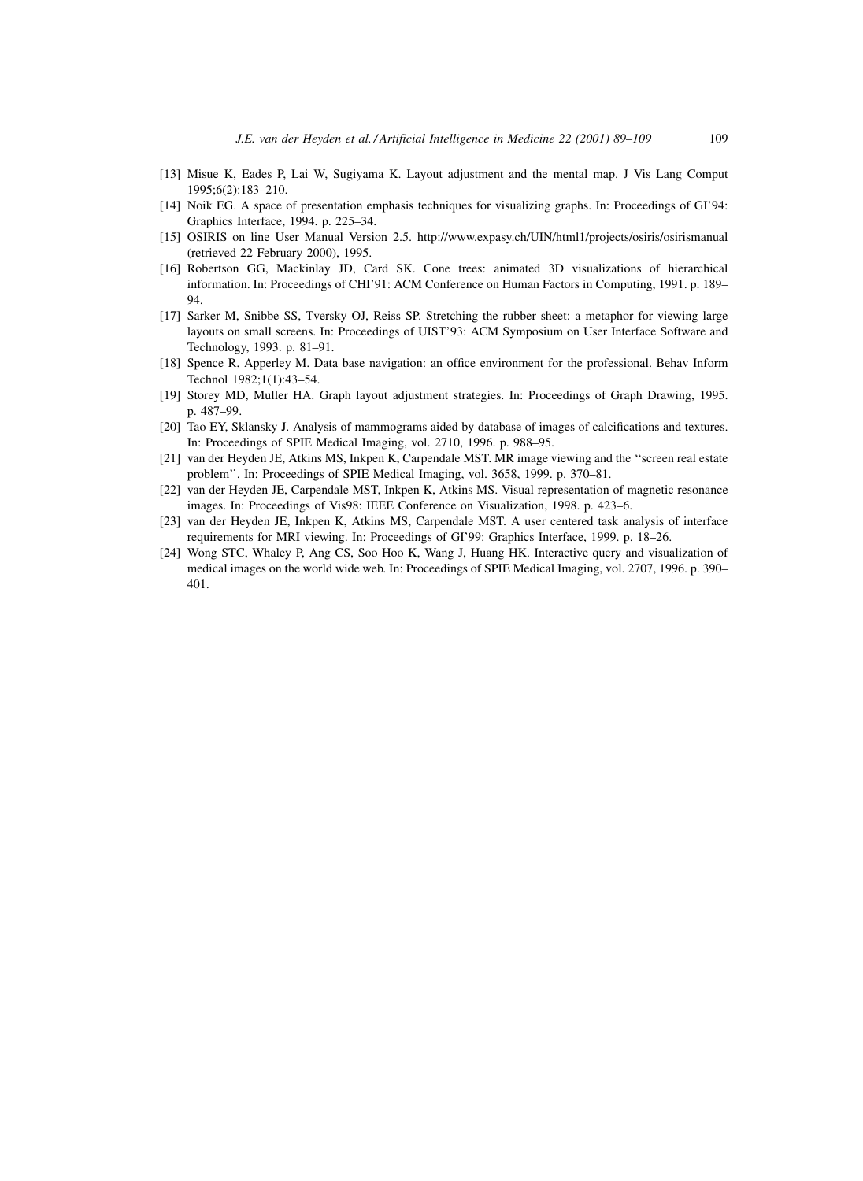[13] Misue K, Eades P, Lai W, Sugiyama K. Layout adjustment and the mental map. J Vis Lang Comput 1995;6(2):183–210.

[14] Noik EG. A space of presentation emphasis techniques for visualizing graphs. In: Proceedings of GI'94: Graphics Interface, 1994. p. 225–34.

[15] OSIRIS on line User Manual Version 2.5. http://www.expasy.ch/UIN/html1/projects/osiris/osirismanual (retrieved 22 February 2000), 1995.

[16] Robertson GG, Mackinlay JD, Card SK. Cone trees: animated 3D visualizations of hierarchical information. In: Proceedings of CHI'91: ACM Conference on Human Factors in Computing, 1991. p. 189–94.

[17] Sarker M, Snibbe SS, Tversky OJ, Reiss SP. Stretching the rubber sheet: a metaphor for viewing large layouts on small screens. In: Proceedings of UIST'93: ACM Symposium on User Interface Software and Technology, 1993. p. 81–91.

[18] Spence R, Apperley M. Data base navigation: an office environment for the professional. Behav Inform Technol 1982;1(1):43–54.

[19] Storey MD, Muller HA. Graph layout adjustment strategies. In: Proceedings of Graph Drawing, 1995. p. 487–99.

[20] Tao EY, Sklansky J. Analysis of mammograms aided by database of images of calcifications and textures. In: Proceedings of SPIE Medical Imaging, vol. 2710, 1996. p. 988–95.

[21] van der Heyden JE, Atkins MS, Inkpen K, Carpendale MST. MR image viewing and the ''screen real estate problem''. In: Proceedings of SPIE Medical Imaging, vol. 3658, 1999. p. 370–81.

[22] van der Heyden JE, Carpendale MST, Inkpen K, Atkins MS. Visual representation of magnetic resonance images. In: Proceedings of Vis98: IEEE Conference on Visualization, 1998. p. 423–6.

[23] van der Heyden JE, Inkpen K, Atkins MS, Carpendale MST. A user centered task analysis of interface requirements for MRI viewing. In: Proceedings of GI'99: Graphics Interface, 1999. p. 18–26.

[24] Wong STC, Whaley P, Ang CS, Soo Hoo K, Wang J, Huang HK. Interactive query and visualization of medical images on the world wide web. In: Proceedings of SPIE Medical Imaging, vol. 2707, 1996. p. 390–401.